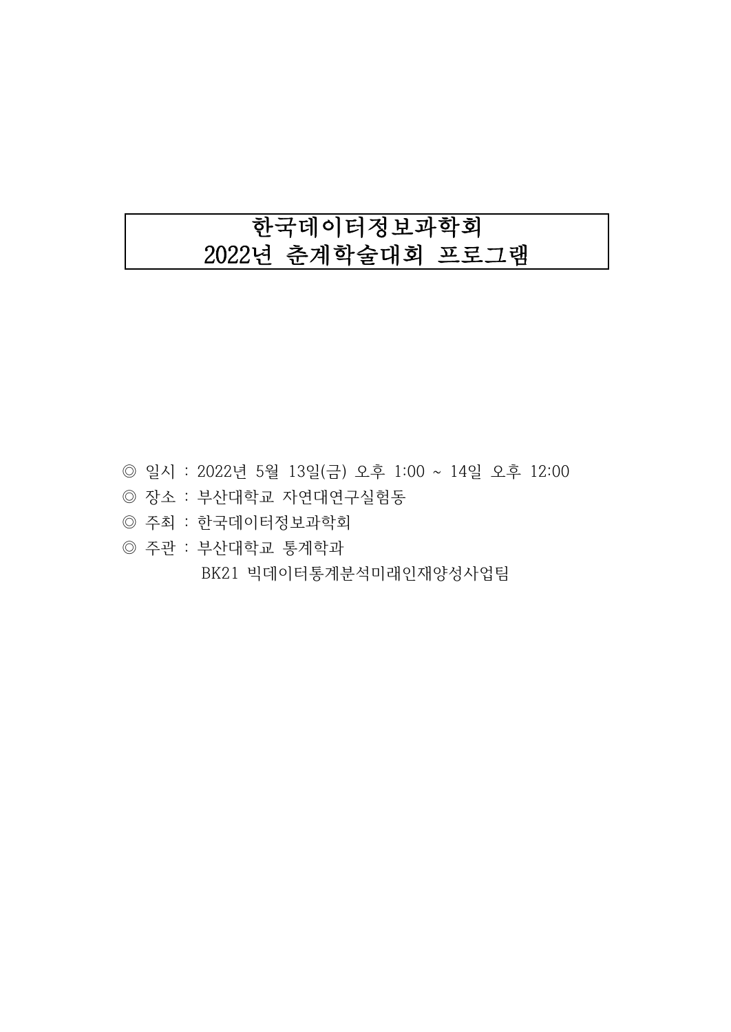# 한국데이터정보과학회
# 2022년 춘계학술대회 프로그램

◎ 일시 : 2022년 5월 13일(금) 오후 1:00 ~ 14일 오후 12:00

◎ 장소 : 부산대학교 자연대연구실험동

◎ 주최 : 한국데이터정보과학회

◎ 주관 : 부산대학교 통계학과

BK21 빅데이터통계분석미래인재양성사업팀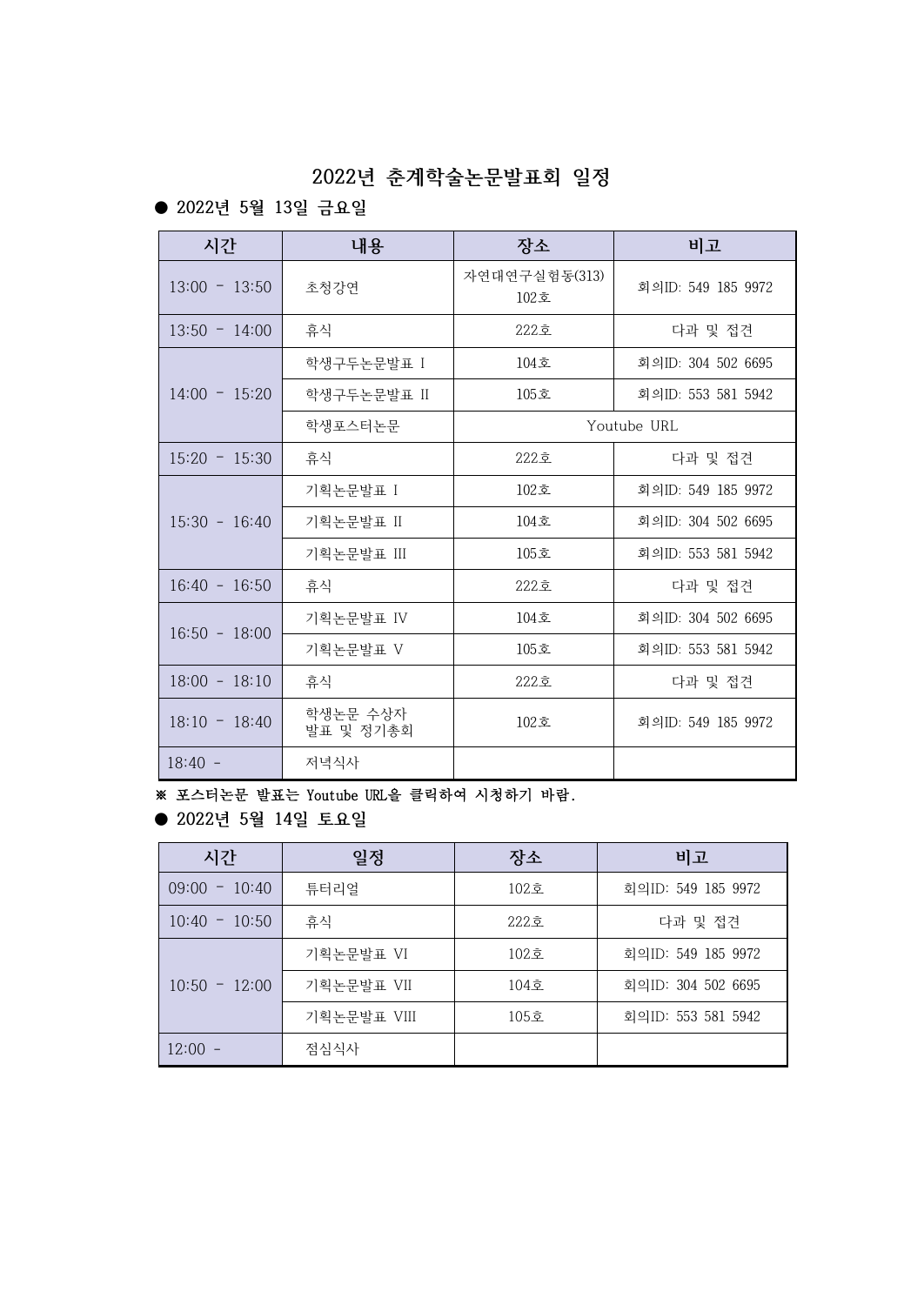# 2022년 춘계학술논문발표회 일정

● 2022년 5월 13일 금요일

| 시간 | 내용 | 장소 | 비고 |
|---|---|---|---|
| 13:00 - 13:50 | 초청강연 | 자연대연구실험동(313) 102호 | 회의ID: 549 185 9972 |
| 13:50 - 14:00 | 휴식 | 222호 | 다과 및 접견 |
| 14:00 - 15:20 | 학생구두논문발표 I | 104호 | 회의ID: 304 502 6695 |
| | 학생구두논문발표 II | 105호 | 회의ID: 553 581 5942 |
| | 학생포스터논문 | Youtube URL | |
| 15:20 - 15:30 | 휴식 | 222호 | 다과 및 접견 |
| 15:30 - 16:40 | 기획논문발표 I | 102호 | 회의ID: 549 185 9972 |
| | 기획논문발표 II | 104호 | 회의ID: 304 502 6695 |
| | 기획논문발표 III | 105호 | 회의ID: 553 581 5942 |
| 16:40 - 16:50 | 휴식 | 222호 | 다과 및 접견 |
| 16:50 - 18:00 | 기획논문발표 IV | 104호 | 회의ID: 304 502 6695 |
| | 기획논문발표 V | 105호 | 회의ID: 553 581 5942 |
| 18:00 - 18:10 | 휴식 | 222호 | 다과 및 접견 |
| 18:10 - 18:40 | 학생논문 수상자 발표 및 정기총회 | 102호 | 회의ID: 549 185 9972 |
| 18:40 - | 저녁식사 | | |

**※ 포스터논문 발표는 Youtube URL을 클릭하여 시청하기 바람.**

● 2022년 5월 14일 토요일

| 시간 | 일정 | 장소 | 비고 |
|---|---|---|---|
| 09:00 - 10:40 | 튜터리얼 | 102호 | 회의ID: 549 185 9972 |
| 10:40 - 10:50 | 휴식 | 222호 | 다과 및 접견 |
| 10:50 - 12:00 | 기획논문발표 VI | 102호 | 회의ID: 549 185 9972 |
| | 기획논문발표 VII | 104호 | 회의ID: 304 502 6695 |
| | 기획논문발표 VIII | 105호 | 회의ID: 553 581 5942 |
| 12:00 - | 점심식사 | | |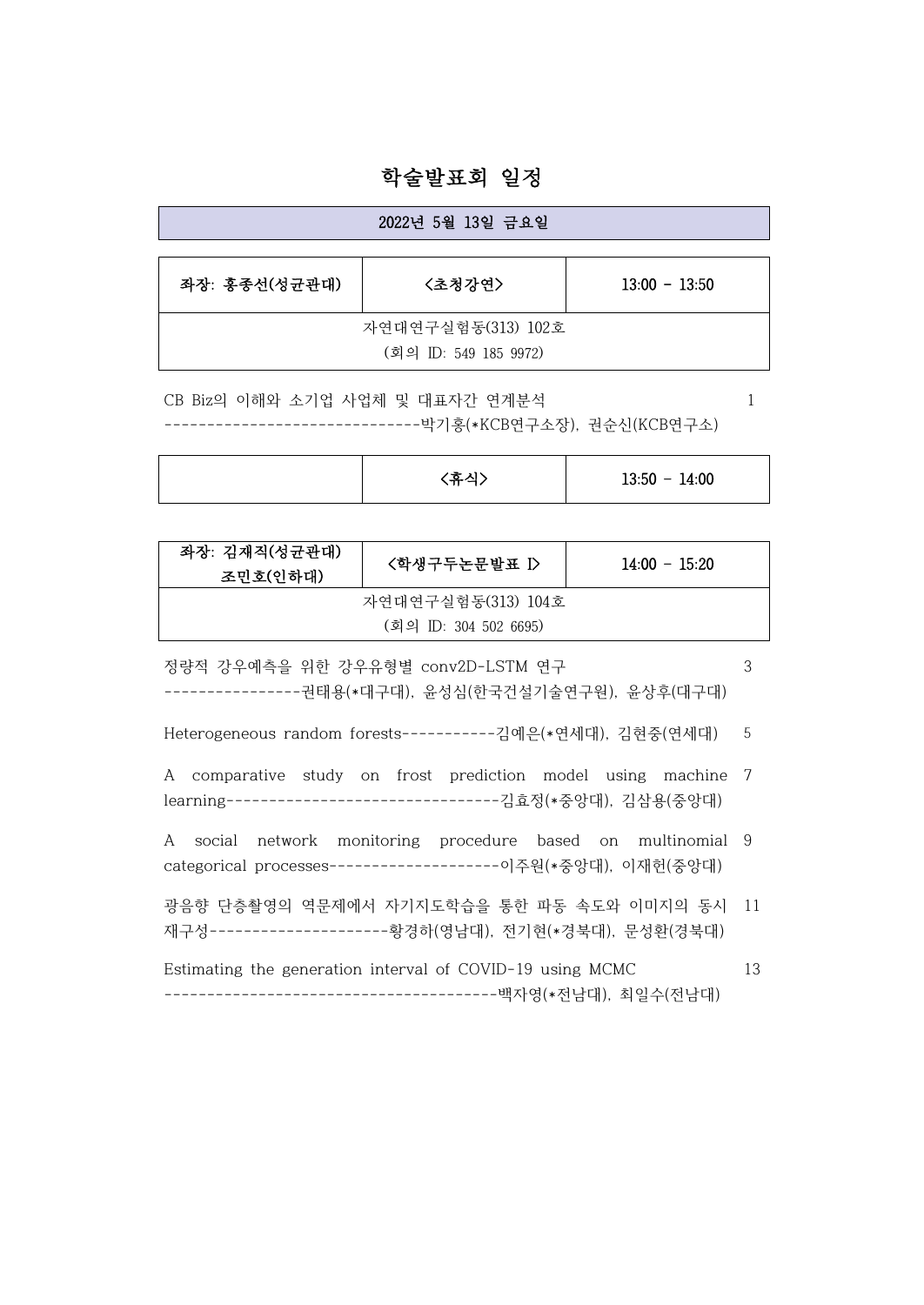# 학술발표회 일정

| 2022년 5월 13일 금요일 |
|---|

| 좌장: 홍종선(성균관대) | <초청강연> | 13:00 - 13:50 |
|---|---|---|
| 자연대연구실험동(313) 102호 (회의 ID: 549 185 9972) | | |

CB Biz의 이해와 소기업 사업체 및 대표자간 연계분석 1
------------------------------박기홍(*KCB연구소장), 권순신(KCB연구소)

| | <휴식> | 13:50 - 14:00 |
|---|---|---|

| 좌장: 김재직(성균관대) 조민호(인하대) | <학생구두논문발표 I> | 14:00 - 15:20 |
|---|---|---|
| 자연대연구실험동(313) 104호 (회의 ID: 304 502 6695) | | |

정량적 강우예측을 위한 강우유형별 conv2D-LSTM 연구 3
----------------권태용(*대구대), 윤성심(한국건설기술연구원), 윤상후(대구대)

Heterogeneous random forests-----------김예은(*연세대), 김현중(연세대) 5

A comparative study on frost prediction model using machine learning---------------------------------김효정(*중앙대), 김삼용(중앙대) 7

A social network monitoring procedure based on multinomial categorical processes--------------------이주원(*중앙대), 이재헌(중앙대) 9

광음향 단층촬영의 역문제에서 자기지도학습을 통한 파동 속도와 이미지의 동시 재구성---------------------황경하(영남대), 전기현(*경북대), 문성환(경북대) 11

Estimating the generation interval of COVID-19 using MCMC 13
--------------------------------------백자영(*전남대), 최일수(전남대)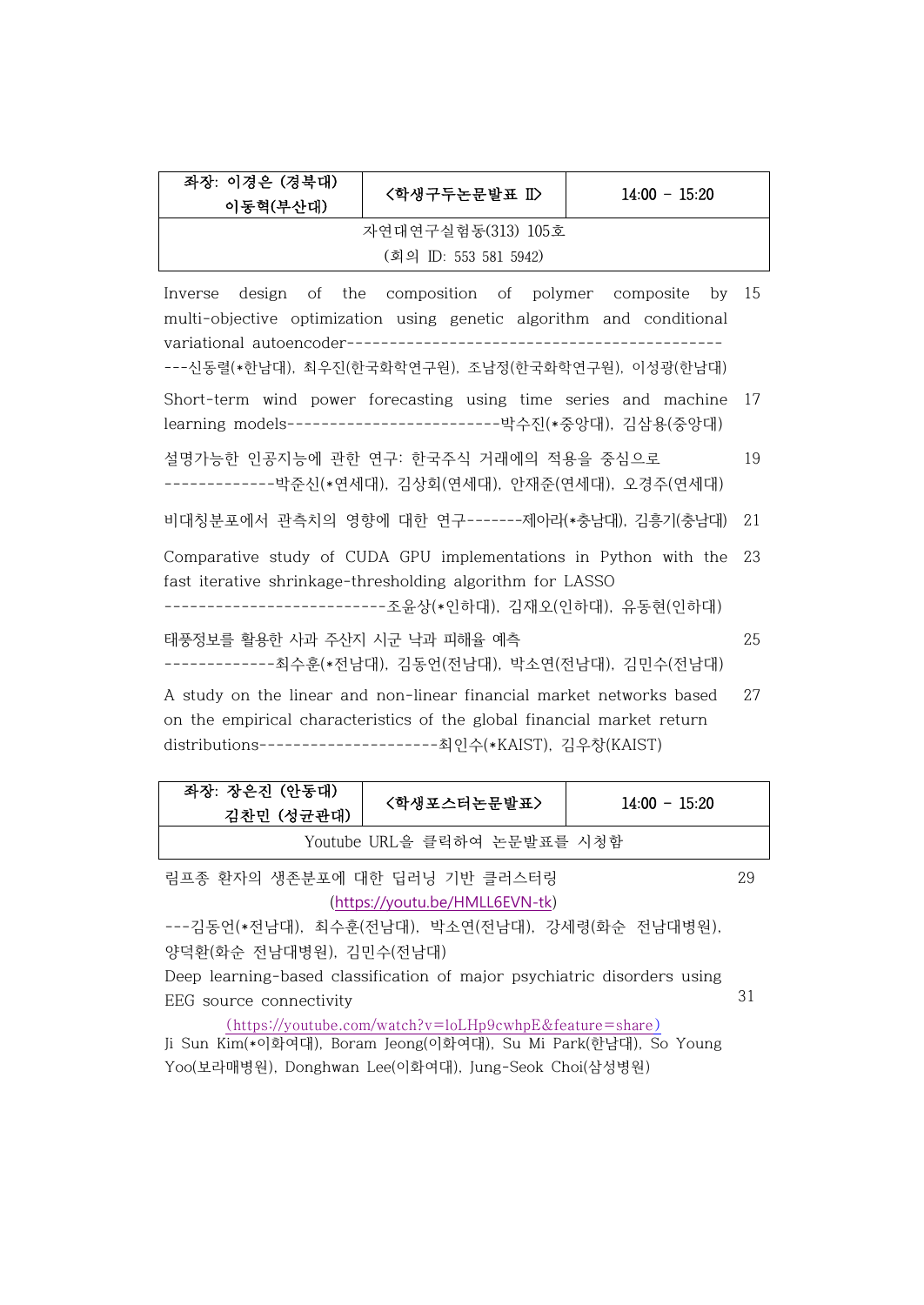| 좌장: 이경은 (경북대) 이동혁(부산대) | <학생구두논문발표 II> | 14:00 – 15:20 |
| --- | --- | --- |
| 자연대연구실험동(313) 105호 (회의 ID: 553 581 5942) | | |

Inverse design of the composition of polymer composite by multi-objective optimization using genetic algorithm and conditional variational autoencoder-------------------------------------------
---신동렬(*한남대), 최우진(한국화학연구원), 조남정(한국화학연구원), 이성광(한남대) 15

Short-term wind power forecasting using time series and machine learning models-------------------------박수진(*중앙대), 김삼용(중앙대) 17

설명가능한 인공지능에 관한 연구: 한국주식 거래에의 적용을 중심으로
-------------박준신(*연세대), 김상희(연세대), 안재준(연세대), 오경주(연세대) 19

비대칭분포에서 관측치의 영향에 대한 연구-------제아라(*충남대), 김흥기(충남대) 21

Comparative study of CUDA GPU implementations in Python with the fast iterative shrinkage-thresholding algorithm for LASSO
--------------------------조윤상(*인하대), 김재오(인하대), 유동현(인하대) 23

태풍정보를 활용한 사과 주산지 시군 낙과 피해율 예측
-------------최수훈(*전남대), 김동언(전남대), 박소연(전남대), 김민수(전남대) 25

A study on the linear and non-linear financial market networks based on the empirical characteristics of the global financial market return distributions---------------------최인수(*KAIST), 김우창(KAIST) 27

| 좌장: 장은진 (안동대) 김찬민 (성균관대) | <학생포스터논문발표> | 14:00 – 15:20 |
| --- | --- | --- |
| Youtube URL을 클릭하여 논문발표를 시청함 | | |

림프종 환자의 생존분포에 대한 딥러닝 기반 클러스터링 29
(https://youtu.be/HMLL6EVN-tk)
---김동언(*전남대), 최수훈(전남대), 박소연(전남대), 강세령(화순 전남대병원), 양덕환(화순 전남대병원), 김민수(전남대)

Deep learning-based classification of major psychiatric disorders using EEG source connectivity 31
(https://youtube.com/watch?v=loLHp9cwhpE&feature=share)
Ji Sun Kim(*이화여대), Boram Jeong(이화여대), Su Mi Park(한남대), So Young Yoo(보라매병원), Donghwan Lee(이화여대), Jung-Seok Choi(삼성병원)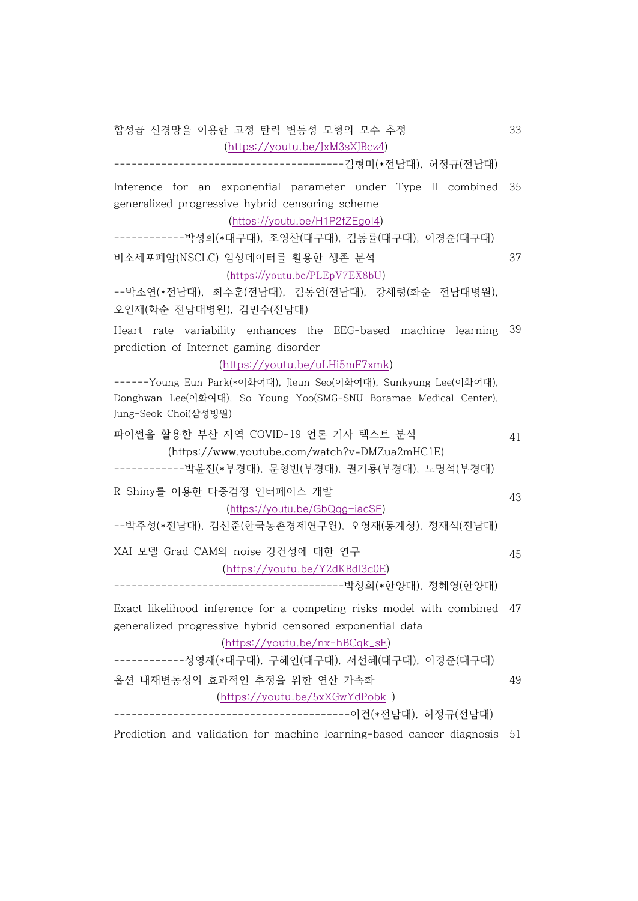합성곱 신경망을 이용한 고정 탄력 변동성 모형의 모수 추정 33
(https://youtu.be/JxM3sXJBcz4)
---------------------------------------김형미(*전남대), 허정규(전남대)

Inference for an exponential parameter under Type II combined generalized progressive hybrid censoring scheme 35
(https://youtu.be/H1P2fZEgoI4)
------------박성희(*대구대), 조영찬(대구대), 김동률(대구대), 이경준(대구대)

비소세포폐암(NSCLC) 임상데이터를 활용한 생존 분석 37
(https://youtu.be/PLEpV7EX8bU)
--박소연(*전남대), 최수훈(전남대), 김동언(전남대), 강세령(화순 전남대병원), 오인재(화순 전남대병원), 김민수(전남대)

Heart rate variability enhances the EEG-based machine learning prediction of Internet gaming disorder 39
(https://youtu.be/uLHi5mF7xmk)
------Young Eun Park(*이화여대), Jieun Seo(이화여대), Sunkyung Lee(이화여대), Donghwan Lee(이화여대), So Young Yoo(SMG-SNU Boramae Medical Center), Jung-Seok Choi(삼성병원)

파이썬을 활용한 부산 지역 COVID-19 언론 기사 텍스트 분석 41
(https://www.youtube.com/watch?v=DMZua2mHC1E)
------------박윤진(*부경대), 문형빈(부경대), 권기룡(부경대), 노명석(부경대)

R Shiny를 이용한 다중검정 인터페이스 개발 43
(https://youtu.be/GbQqg-iacSE)
--박주성(*전남대), 김신준(한국농촌경제연구원), 오영재(통계청), 정재식(전남대)

XAI 모델 Grad CAM의 noise 강건성에 대한 연구 45
(https://youtu.be/Y2dKBdl3c0E)
---------------------------------------박창희(*한양대), 정혜영(한양대)

Exact likelihood inference for a competing risks model with combined generalized progressive hybrid censored exponential data 47
(https://youtu.be/nx-hBCqk_sE)
------------성영재(*대구대), 구혜인(대구대), 서선혜(대구대), 이경준(대구대)

옵션 내재변동성의 효과적인 추정을 위한 연산 가속화 49
(https://youtu.be/5xXGwYdPobk )
----------------------------------------이건(*전남대), 허정규(전남대)

Prediction and validation for machine learning-based cancer diagnosis 51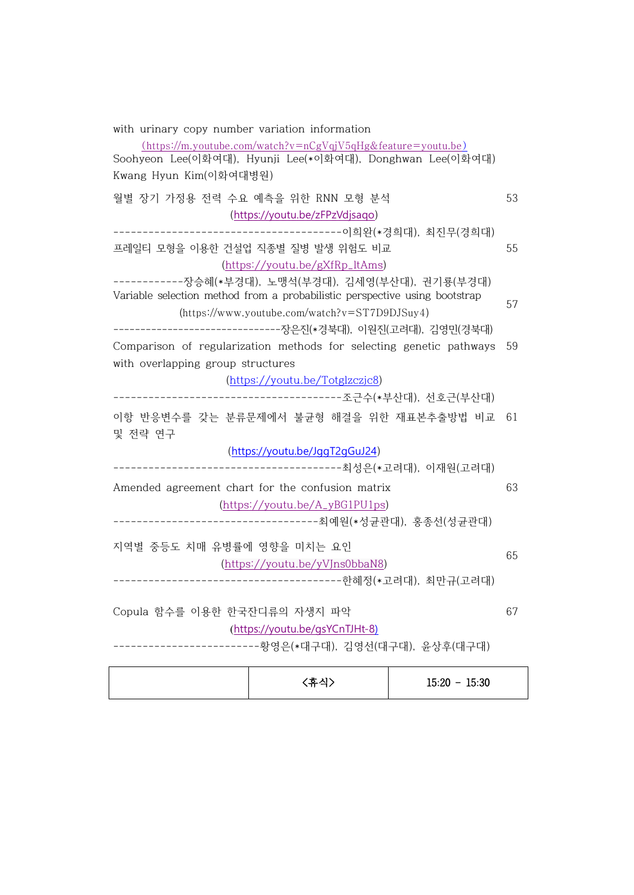with urinary copy number variation information

(https://m.youtube.com/watch?v=nCgVqjV5qHg&feature=youtu.be)

Soohyeon Lee(이화여대), Hyunji Lee(*이화여대), Donghwan Lee(이화여대) Kwang Hyun Kim(이화여대병원)

월별 장기 가정용 전력 수요 예측을 위한 RNN 모형 분석 53

(https://youtu.be/zFPzVdjsaqo)

---------------------------------------이희완(*경희대), 최진무(경희대)

프레일티 모형을 이용한 건설업 직종별 질병 발생 위험도 비교 55

(https://youtu.be/gXfRp_ltAms)

------------장승혜(*부경대), 노맹석(부경대), 김세영(부산대), 권기룡(부경대)

Variable selection method from a probabilistic perspective using bootstrap 57

(https://www.youtube.com/watch?v=ST7D9DJSuy4)

------------------------------장은진(*경북대), 이원진(고려대), 김영민(경북대)

Comparison of regularization methods for selecting genetic pathways with overlapping group structures 59

(https://youtu.be/Totglzczjc8)

---------------------------------------조근수(*부산대), 선호근(부산대)

이항 반응변수를 갖는 분류문제에서 불균형 해결을 위한 재표본추출방법 비교 및 전략 연구 61

(https://youtu.be/JggT2gGuJ24)

---------------------------------------최성은(*고려대), 이재원(고려대)

Amended agreement chart for the confusion matrix 63

(https://youtu.be/A_yBG1PU1ps)

-----------------------------------최예원(*성균관대), 홍종선(성균관대)

지역별 중등도 치매 유병률에 영향을 미치는 요인 65

(https://youtu.be/yVJns0bbaN8)

---------------------------------------한혜정(*고려대), 최만규(고려대)

Copula 함수를 이용한 한국잔디류의 자생지 파악 67

(https://youtu.be/gsYCnTJHt-8)

-------------------------황영은(*대구대), 김영선(대구대), 윤상후(대구대)

| | <휴식> | 15:20 – 15:30 |
|---|---|---|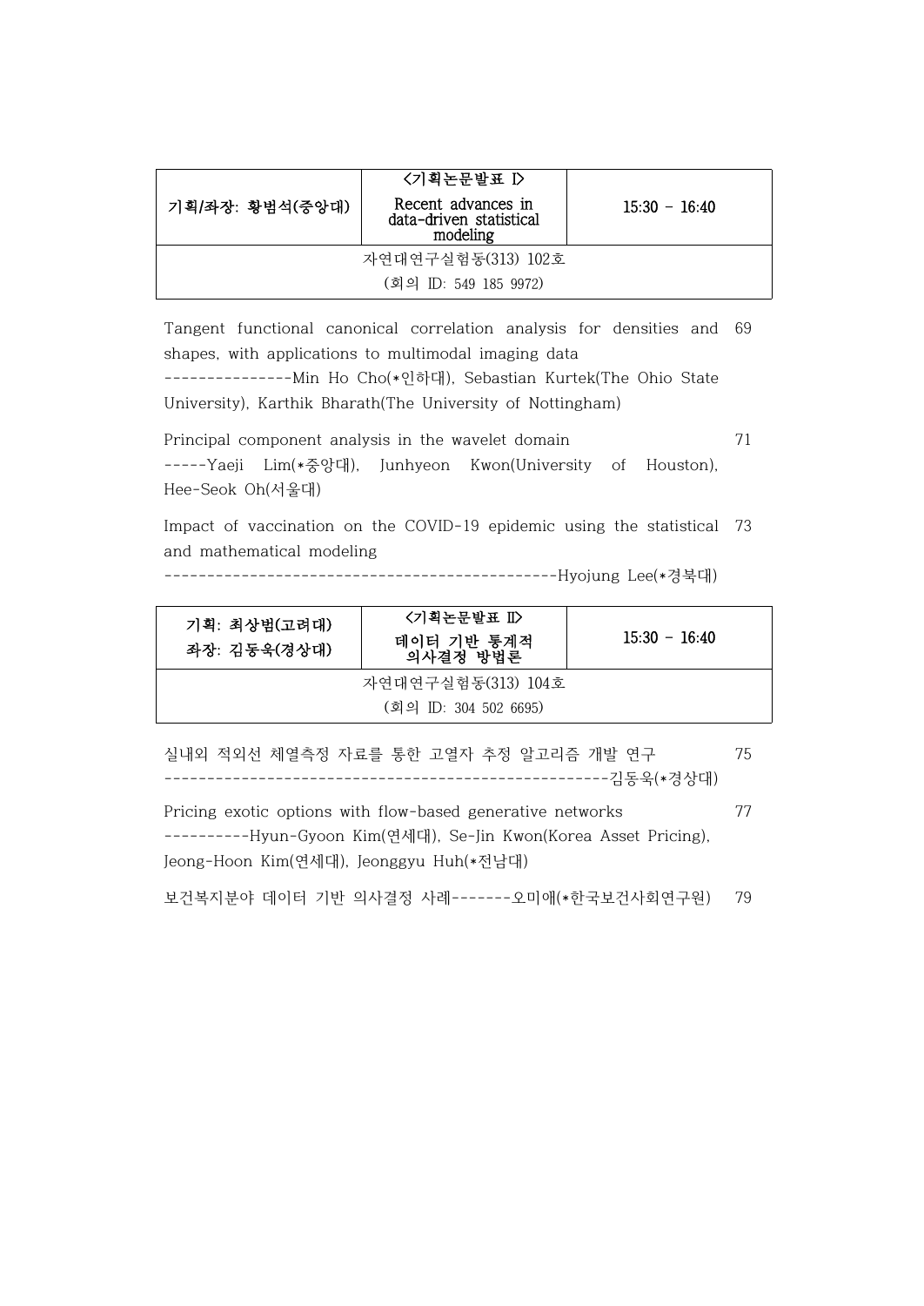| 기획/좌장: 황범석(중앙대) | <기획논문발표 I> Recent advances in data-driven statistical modeling | 15:30 - 16:40 |
|---|---|---|
| 자연대연구실험동(313) 102호 (회의 ID: 549 185 9972) | | |

Tangent functional canonical correlation analysis for densities and shapes, with applications to multimodal imaging data 69
---------------Min Ho Cho(*인하대), Sebastian Kurtek(The Ohio State University), Karthik Bharath(The University of Nottingham)

Principal component analysis in the wavelet domain 71
-----Yaeji Lim(*중앙대), Junhyeon Kwon(University of Houston), Hee-Seok Oh(서울대)

Impact of vaccination on the COVID-19 epidemic using the statistical and mathematical modeling 73
---------------------------------------------Hyojung Lee(*경북대)

| 기획: 최상범(고려대) 좌장: 김동욱(경상대) | <기획논문발표 II> 데이터 기반 통계적 의사결정 방법론 | 15:30 - 16:40 |
|---|---|---|
| 자연대연구실험동(313) 104호 (회의 ID: 304 502 6695) | | |

실내외 적외선 체열측정 자료를 통한 고열자 추정 알고리즘 개발 연구 75
---------------------------------------------------김동욱(*경상대)

Pricing exotic options with flow-based generative networks 77
----------Hyun-Gyoon Kim(연세대), Se-Jin Kwon(Korea Asset Pricing), Jeong-Hoon Kim(연세대), Jeonggyu Huh(*전남대)

보건복지분야 데이터 기반 의사결정 사례-------오미애(*한국보건사회연구원) 79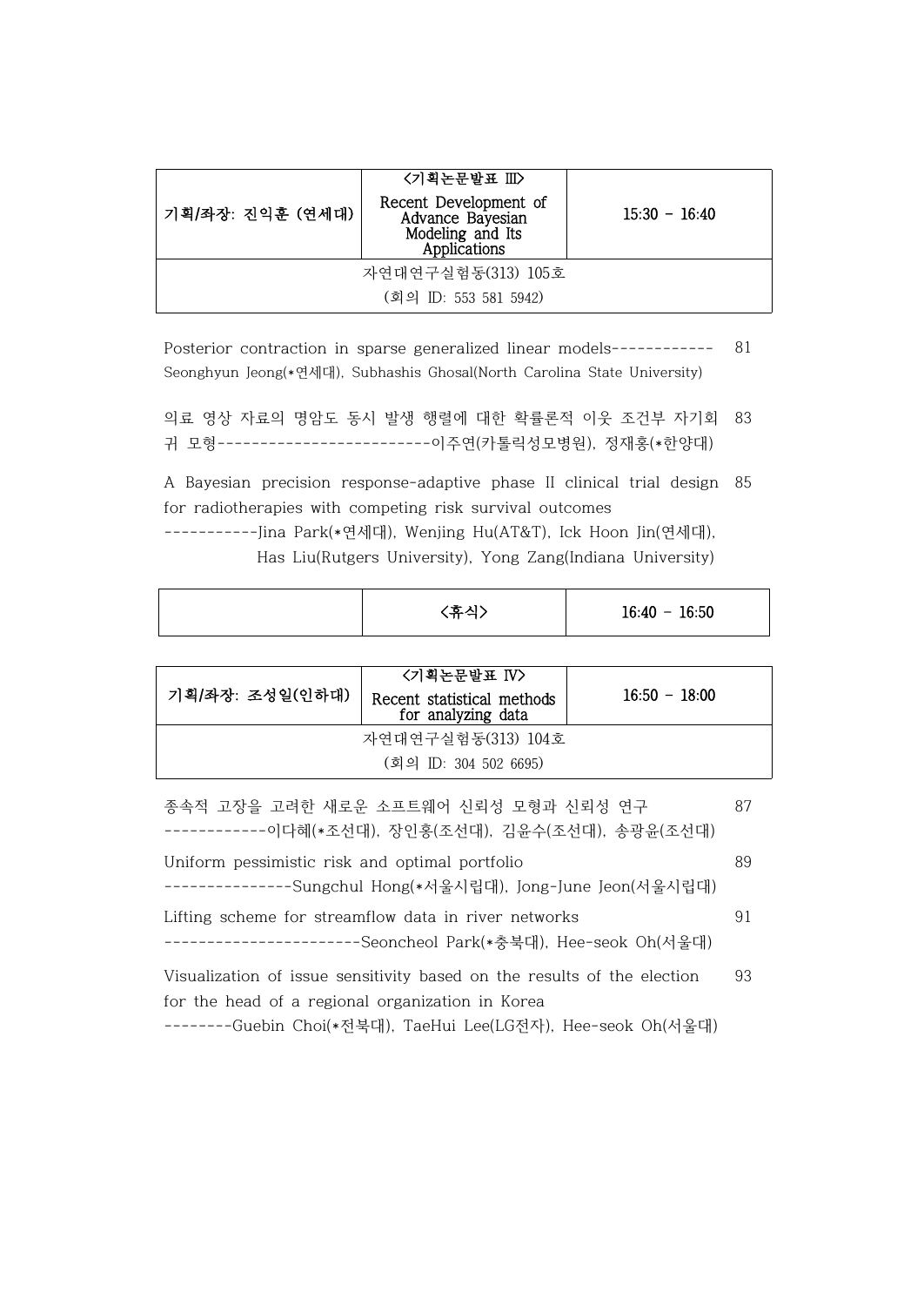| 기획/좌장: 진익훈 (연세대) | <기획논문발표 III> Recent Development of Advance Bayesian Modeling and Its Applications | 15:30 – 16:40 |
|---|---|---|
| 자연대연구실험동(313) 105호 (회의 ID: 553 581 5942) | | |

Posterior contraction in sparse generalized linear models------------ 81
Seonghyun Jeong(*연세대), Subhashis Ghosal(North Carolina State University)

의료 영상 자료의 명암도 동시 발생 행렬에 대한 확률론적 이웃 조건부 자기회귀 모형-------------------------이주연(카톨릭성모병원), 정재홍(*한양대) 83

A Bayesian precision response-adaptive phase II clinical trial design for radiotherapies with competing risk survival outcomes 85
-----------Jina Park(*연세대), Wenjing Hu(AT&T), Ick Hoon Jin(연세대), Has Liu(Rutgers University), Yong Zang(Indiana University)

| | <휴식> | 16:40 – 16:50 |
|---|---|---|

| 기획/좌장: 조성일(인하대) | <기획논문발표 IV> Recent statistical methods for analyzing data | 16:50 – 18:00 |
|---|---|---|
| 자연대연구실험동(313) 104호 (회의 ID: 304 502 6695) | | |

종속적 고장을 고려한 새로운 소프트웨어 신뢰성 모형과 신뢰성 연구 87
------------이다혜(*조선대), 장인홍(조선대), 김윤수(조선대), 송광윤(조선대)

Uniform pessimistic risk and optimal portfolio 89
---------------Sungchul Hong(*서울시립대), Jong-June Jeon(서울시립대)

Lifting scheme for streamflow data in river networks 91
----------------------Seoncheol Park(*충북대), Hee-seok Oh(서울대)

Visualization of issue sensitivity based on the results of the election for the head of a regional organization in Korea 93
--------Guebin Choi(*전북대), TaeHui Lee(LG전자), Hee-seok Oh(서울대)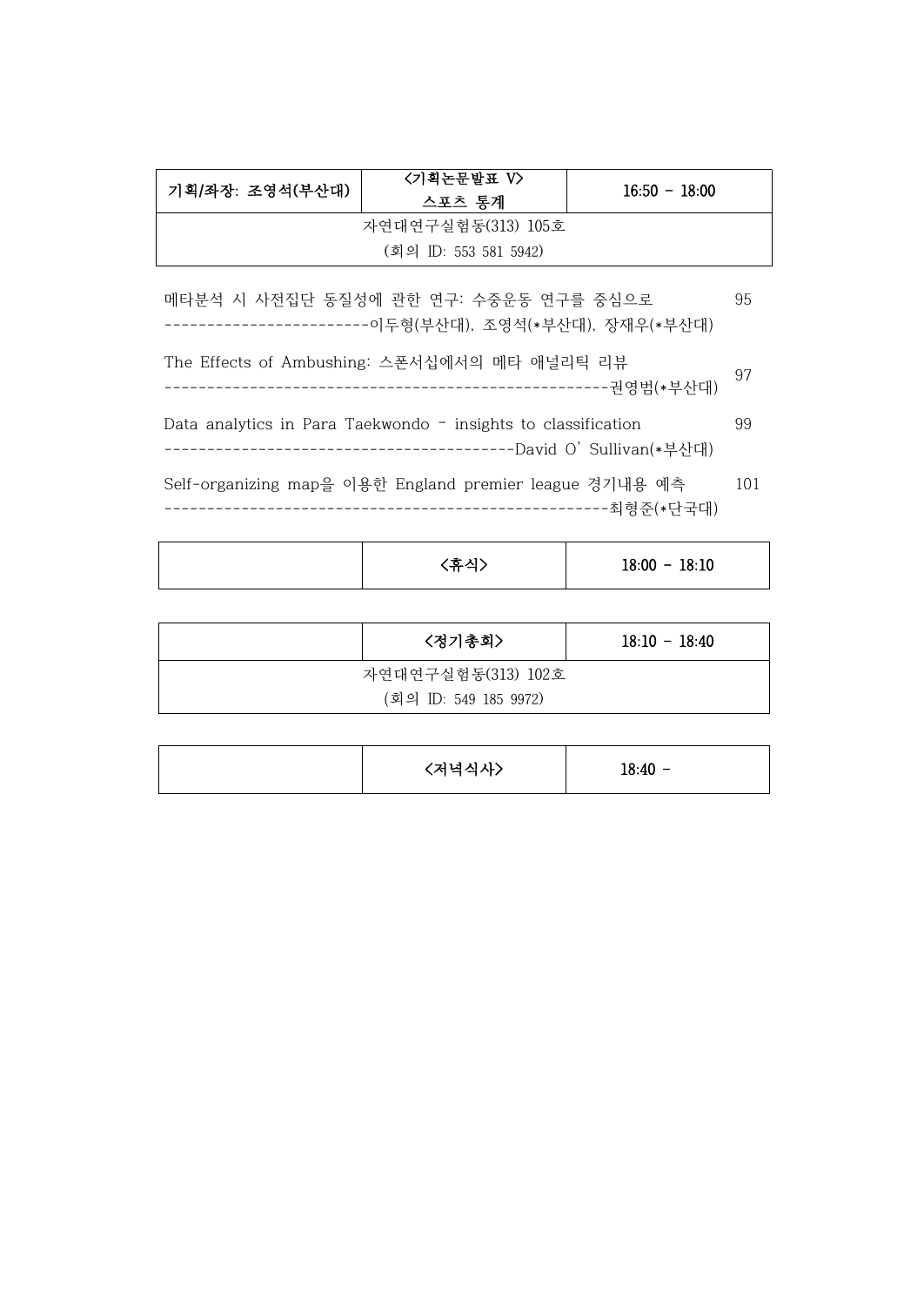| 기획/좌장: 조영석(부산대) | <기획논문발표 V> 스포츠 통계 | 16:50 - 18:00 |
|---|---|---|
| 자연대연구실험동(313) 105호 (회의 ID: 553 581 5942) | | |

메타분석 시 사전집단 동질성에 관한 연구: 수중운동 연구를 중심으로 95
------------------------이두형(부산대), 조영석(*부산대), 장재우(*부산대)

The Effects of Ambushing: 스폰서십에서의 메타 애널리틱 리뷰 97
----------------------------------------------------권영범(*부산대)

Data analytics in Para Taekwondo – insights to classification 99
-----------------------------------------David O'Sullivan(*부산대)

Self-organizing map을 이용한 England premier league 경기내용 예측 101
----------------------------------------------------최형준(*단국대)

| | <휴식> | 18:00 - 18:10 |
|---|---|---|

| | <정기총회> | 18:10 - 18:40 |
|---|---|---|
| 자연대연구실험동(313) 102호 (회의 ID: 549 185 9972) | | |

| | <저녁식사> | 18:40 - |
|---|---|---|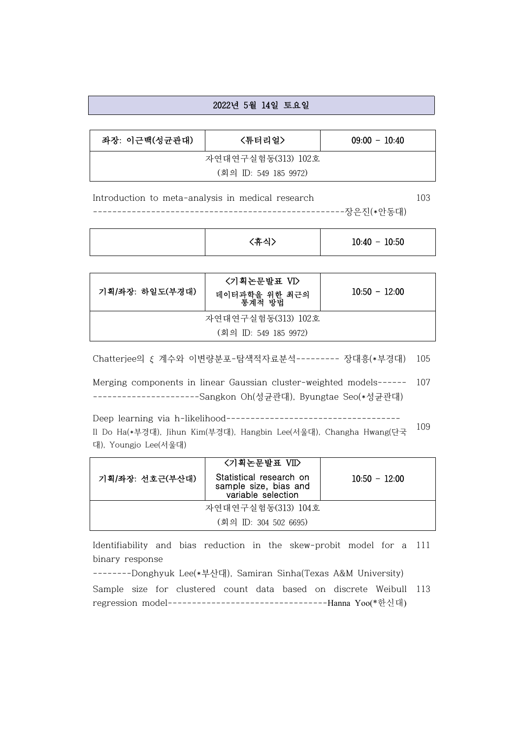## 2022년 5월 14일 토요일

| 좌장: 이근백(성균관대) | <튜터리얼> | 09:00 – 10:40 |
|---|---|---|
| 자연대연구실험동(313) 102호<br>(회의 ID: 549 185 9972) | | |

Introduction to meta-analysis in medical research --------------------------------------------------장은진(*안동대) 103

| | <휴식> | 10:40 – 10:50 |
|---|---|---|

| 기획/좌장: 하일도(부경대) | <기획논문발표 VI><br>데이터과학을 위한 최근의 통계적 방법 | 10:50 – 12:00 |
|---|---|---|
| 자연대연구실험동(313) 102호<br>(회의 ID: 549 185 9972) | | |

Chatterjee의 $\xi$ 계수와 이변량분포-탐색적자료분석--------- 장대흥(*부경대) 105

Merging components in linear Gaussian cluster-weighted models------ ---------------------Sangkon Oh(성균관대), Byungtae Seo(*성균관대) 107

Deep learning via h-likelihood------------------------------------ Il Do Ha(*부경대), Jihun Kim(부경대), Hangbin Lee(서울대), Changha Hwang(단국대), Youngjo Lee(서울대) 109

| 기획/좌장: 선호근(부산대) | <기획논문발표 VII><br>Statistical research on sample size, bias and variable selection | 10:50 – 12:00 |
|---|---|---|
| 자연대연구실험동(313) 104호<br>(회의 ID: 304 502 6695) | | |

Identifiability and bias reduction in the skew-probit model for a binary response --------Donghyuk Lee(*부산대), Samiran Sinha(Texas A&M University) 111

Sample size for clustered count data based on discrete Weibull regression model---------------------------------Hanna Yoo(*한신대) 113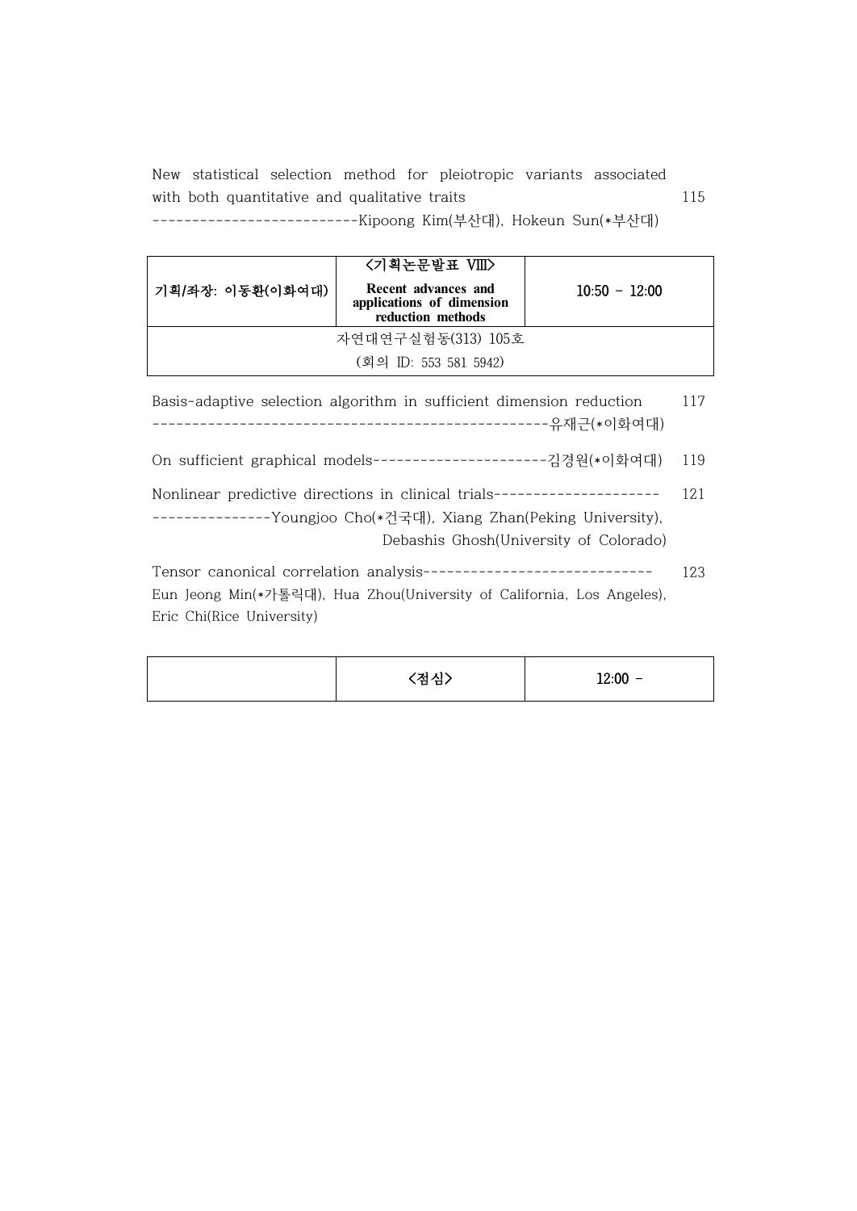New statistical selection method for pleiotropic variants associated with both quantitative and qualitative traits 115
-------------------------Kipoong Kim(부산대), Hokeun Sun(*부산대)

| 기획/좌장: 이동환(이화여대) | <기획논문발표 VIII><br>**Recent advances and applications of dimension reduction methods** | 10:50 - 12:00 |
|---|---|---|
| 자연대연구실험동(313) 105호<br>(회의 ID: 553 581 5942) | | |

Basis-adaptive selection algorithm in sufficient dimension reduction 117
-----------------------------------------------유재근(*이화여대)

On sufficient graphical models----------------------김경원(*이화여대) 119

Nonlinear predictive directions in clinical trials--------------------- 121
---------------Youngjoo Cho(*건국대), Xiang Zhan(Peking University), Debashis Ghosh(University of Colorado)

Tensor canonical correlation analysis----------------------------- 123
Eun Jeong Min(*가톨릭대), Hua Zhou(University of California, Los Angeles), Eric Chi(Rice University)

| | <점심> | 12:00 - |
|---|---|---|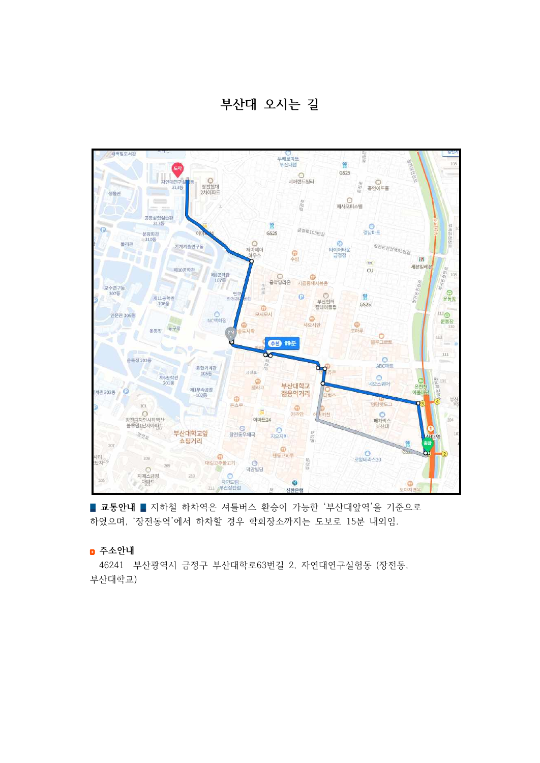# 부산대 오시는 길

■ **교통안내** ■ 지하철 하차역은 셔틀버스 환승이 가능한 '부산대앞역'을 기준으로 하였으며, '장전동역'에서 하차할 경우 학회장소까지는 도보로 15분 내외임.

**주소안내**

46241 부산광역시 금정구 부산대학로63번길 2, 자연대연구실험동 (장전동, 부산대학교)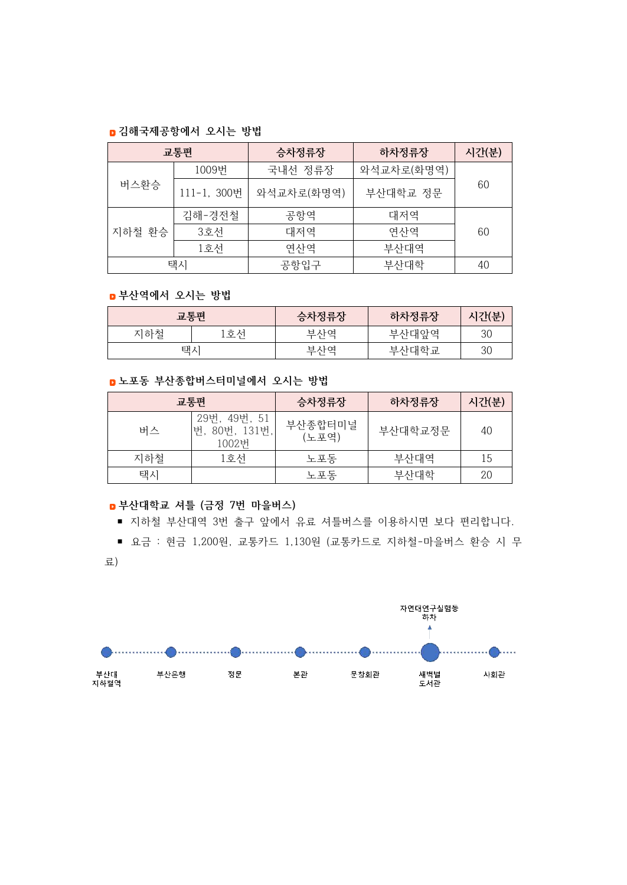### 김해국제공항에서 오시는 방법

| 교통편 | | 승차정류장 | 하차정류장 | 시간(분) |
|---|---|---|---|---|
| 버스환승 | 1009번 | 국내선 정류장 | 와석교차로(화명역) | 60 |
| | 111-1, 300번 | 와석교차로(화명역) | 부산대학교 정문 | |
| 지하철 환승 | 김해-경전철 | 공항역 | 대저역 | 60 |
| | 3호선 | 대저역 | 연산역 | |
| | 1호선 | 연산역 | 부산대역 | |
| 택시 | | 공항입구 | 부산대학 | 40 |

### 부산역에서 오시는 방법

| 교통편 | | 승차정류장 | 하차정류장 | 시간(분) |
|---|---|---|---|---|
| 지하철 | 1호선 | 부산역 | 부산대앞역 | 30 |
| 택시 | | 부산역 | 부산대학교 | 30 |

### 노포동 부산종합버스터미널에서 오시는 방법

| 교통편 | | 승차정류장 | 하차정류장 | 시간(분) |
|---|---|---|---|---|
| 버스 | 29번, 49번, 51번, 80번, 131번, 1002번 | 부산종합터미널 (노포역) | 부산대학교정문 | 40 |
| 지하철 | 1호선 | 노포동 | 부산대역 | 15 |
| 택시 | | 노포동 | 부산대학 | 20 |

### 부산대학교 셔틀 (금정 7번 마을버스)

- 지하철 부산대역 3번 출구 앞에서 유료 셔틀버스를 이용하시면 보다 편리합니다.
- 요금 : 현금 1,200원, 교통카드 1,130원 (교통카드로 지하철-마을버스 환승 시 무료)

부산대 지하철역 → 부산은행 → 정문 → 본관 → 문창회관 → 새벽벌 도서관 (자연대연구실험동 하차) → 사회관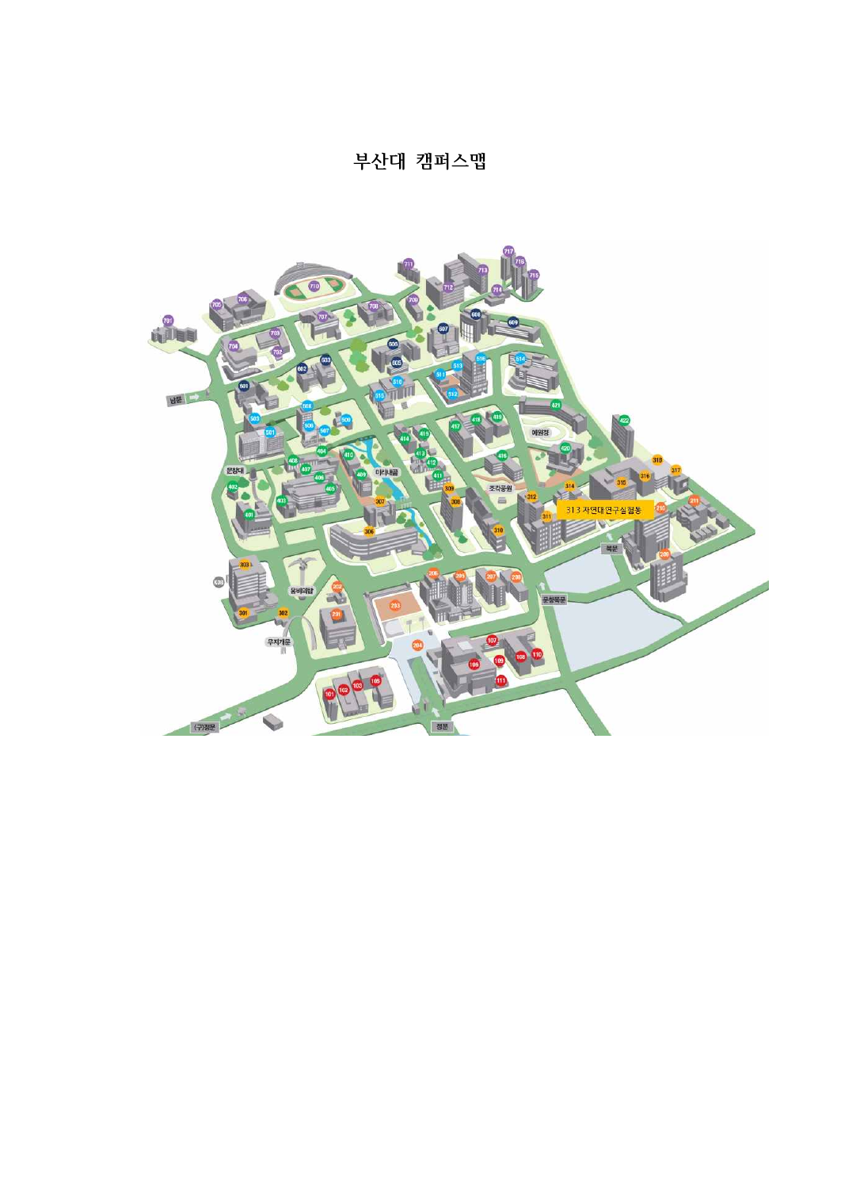# 부산대 캠퍼스맵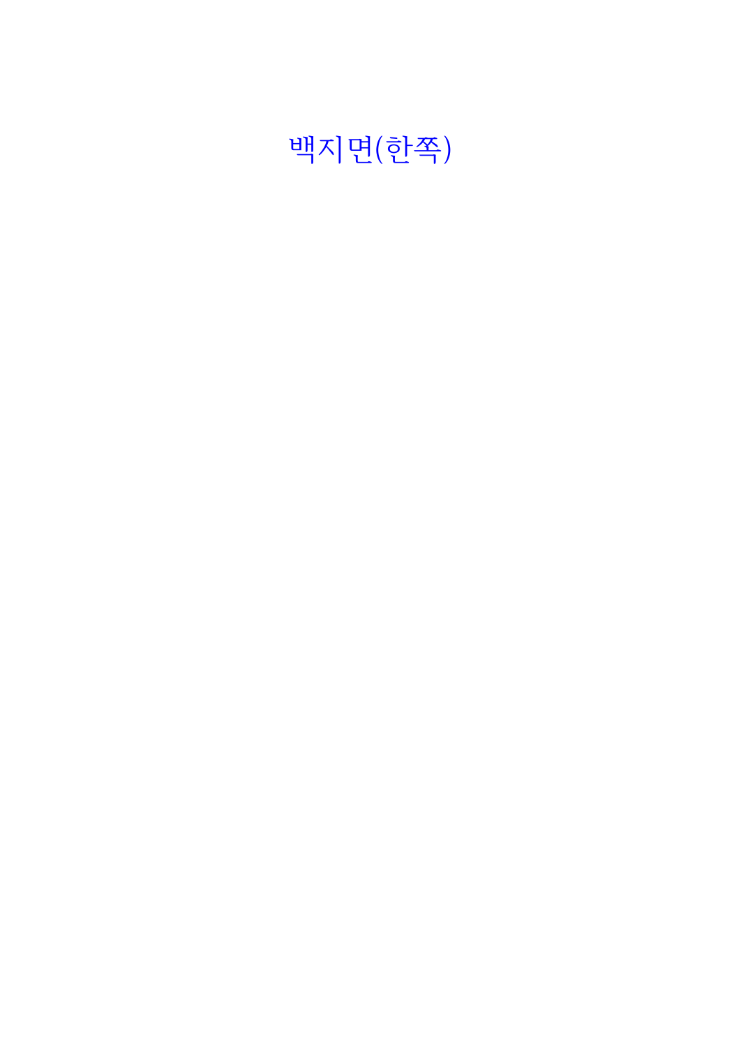백지면(한쪽)